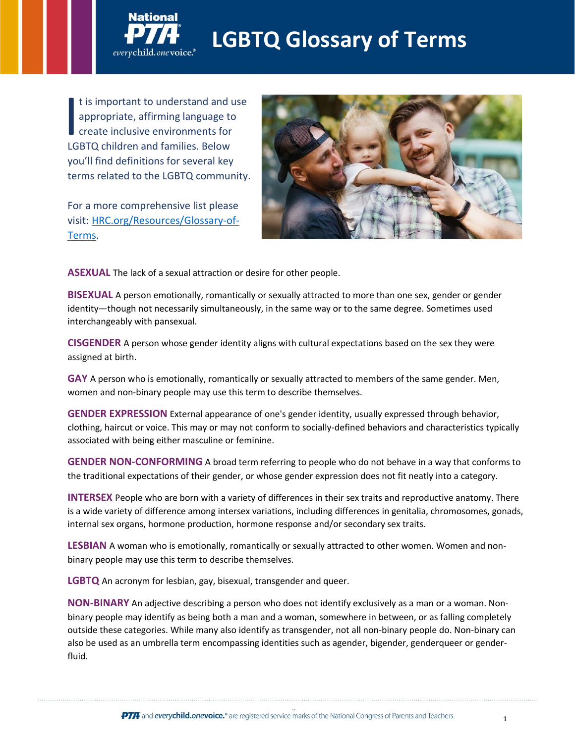# LGBTQ Glossary of Terms

It is important to understand and use appropriate, affirming language to create inclusive environments for LGBTQ children and families. Below you'll find definitions for several key terms related to the LGBTQ community.

For a more comprehensive list please visit: [HRC.org/Resources/Glossary-of-Terms](HRC.org/Resources/Glossary-of-Terms).

**ASEXUAL** The lack of a sexual attraction or desire for other people.

**BISEXUAL** A person emotionally, romantically or sexually attracted to more than one sex, gender or gender identity—though not necessarily simultaneously, in the same way or to the same degree. Sometimes used interchangeably with pansexual.

**CISGENDER** A person whose gender identity aligns with cultural expectations based on the sex they were assigned at birth.

**GAY** A person who is emotionally, romantically or sexually attracted to members of the same gender. Men, women and non-binary people may use this term to describe themselves.

**GENDER EXPRESSION** External appearance of one's gender identity, usually expressed through behavior, clothing, haircut or voice. This may or may not conform to socially-defined behaviors and characteristics typically associated with being either masculine or feminine.

**GENDER NON-CONFORMING** A broad term referring to people who do not behave in a way that conforms to the traditional expectations of their gender, or whose gender expression does not fit neatly into a category.

**INTERSEX** People who are born with a variety of differences in their sex traits and reproductive anatomy. There is a wide variety of difference among intersex variations, including differences in genitalia, chromosomes, gonads, internal sex organs, hormone production, hormone response and/or secondary sex traits.

**LESBIAN** A woman who is emotionally, romantically or sexually attracted to other women. Women and non-binary people may use this term to describe themselves.

**LGBTQ** An acronym for lesbian, gay, bisexual, transgender and queer.

**NON-BINARY** An adjective describing a person who does not identify exclusively as a man or a woman. Non-binary people may identify as being both a man and a woman, somewhere in between, or as falling completely outside these categories. While many also identify as transgender, not all non-binary people do. Non-binary can also be used as an umbrella term encompassing identities such as agender, bigender, genderqueer or gender-fluid.

PTA and everychild.onevoice.® are registered service marks of the National Congress of Parents and Teachers.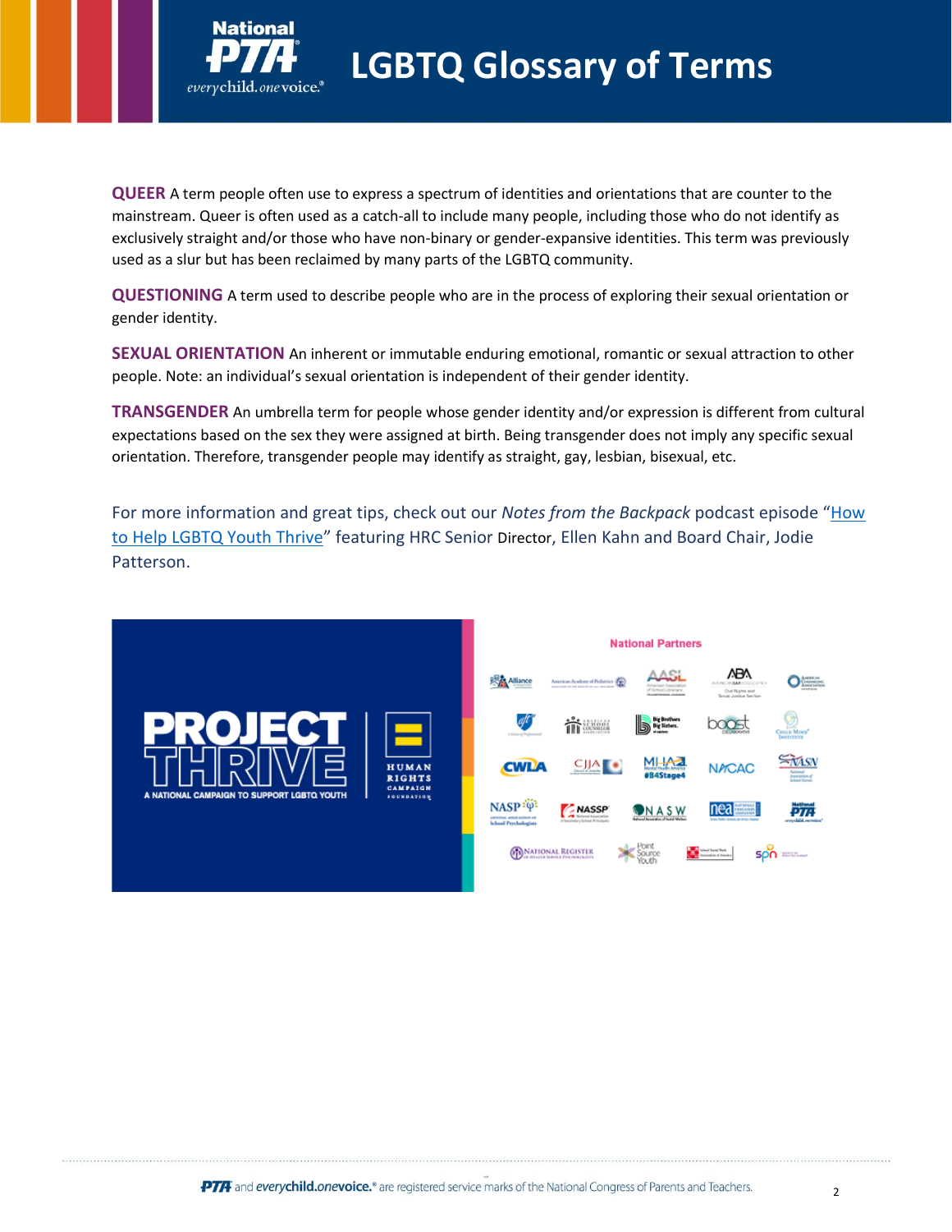**QUEER** A term people often use to express a spectrum of identities and orientations that are counter to the mainstream. Queer is often used as a catch-all to include many people, including those who do not identify as exclusively straight and/or those who have non-binary or gender-expansive identities. This term was previously used as a slur but has been reclaimed by many parts of the LGBTQ community.

**QUESTIONING** A term used to describe people who are in the process of exploring their sexual orientation or gender identity.

**SEXUAL ORIENTATION** An inherent or immutable enduring emotional, romantic or sexual attraction to other people. Note: an individual's sexual orientation is independent of their gender identity.

**TRANSGENDER** An umbrella term for people whose gender identity and/or expression is different from cultural expectations based on the sex they were assigned at birth. Being transgender does not imply any specific sexual orientation. Therefore, transgender people may identify as straight, gay, lesbian, bisexual, etc.

For more information and great tips, check out our *Notes from the Backpack* podcast episode "How to Help LGBTQ Youth Thrive" featuring HRC Senior Director, Ellen Kahn and Board Chair, Jodie Patterson.

PROJECT THRIVE
A NATIONAL CAMPAIGN TO SUPPORT LGBTQ YOUTH
HUMAN RIGHTS CAMPAIGN FOUNDATION

National Partners